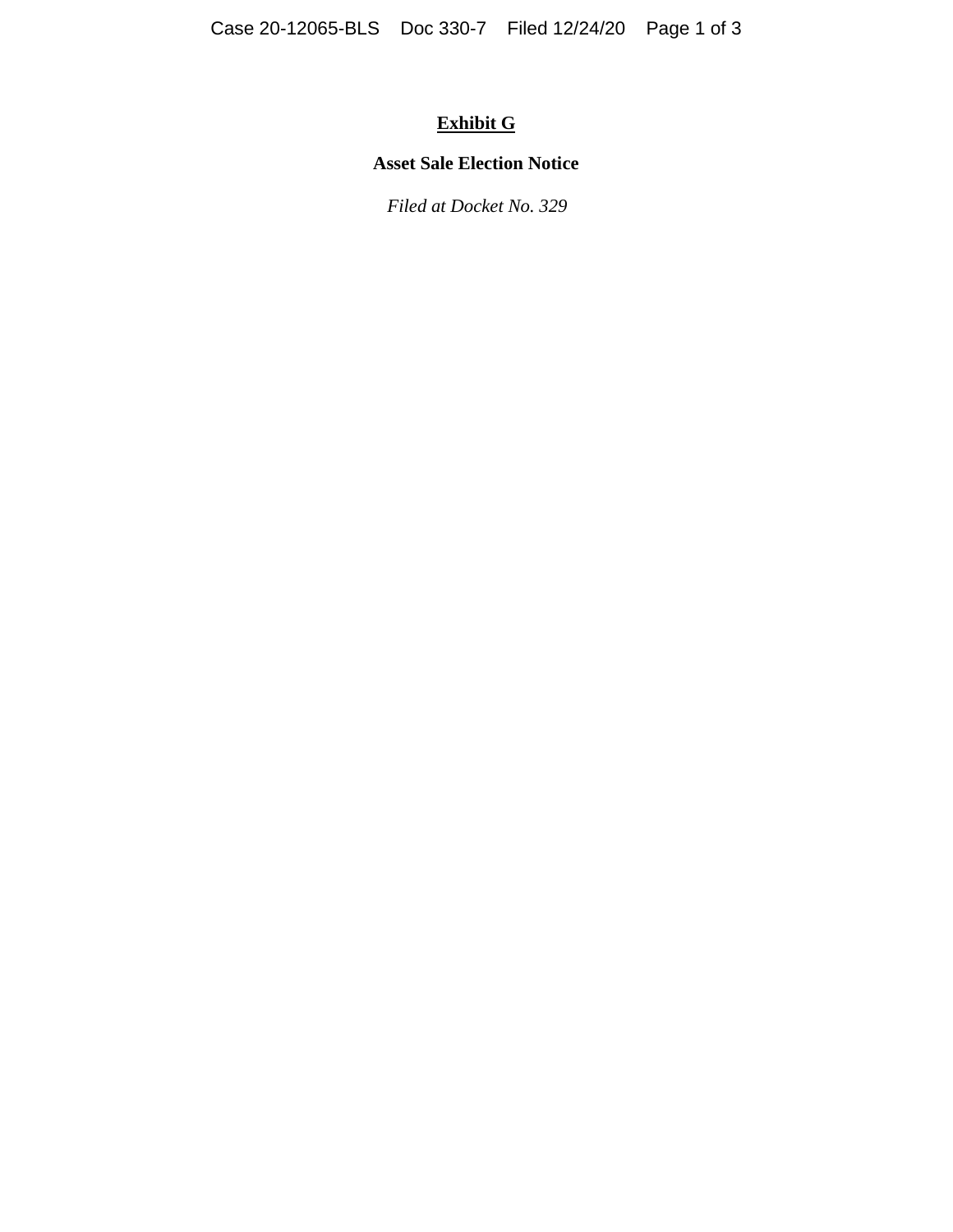**<u>Exhibit G</u>**

**Asset Sale Election Notice**

*Filed at Docket No. 329*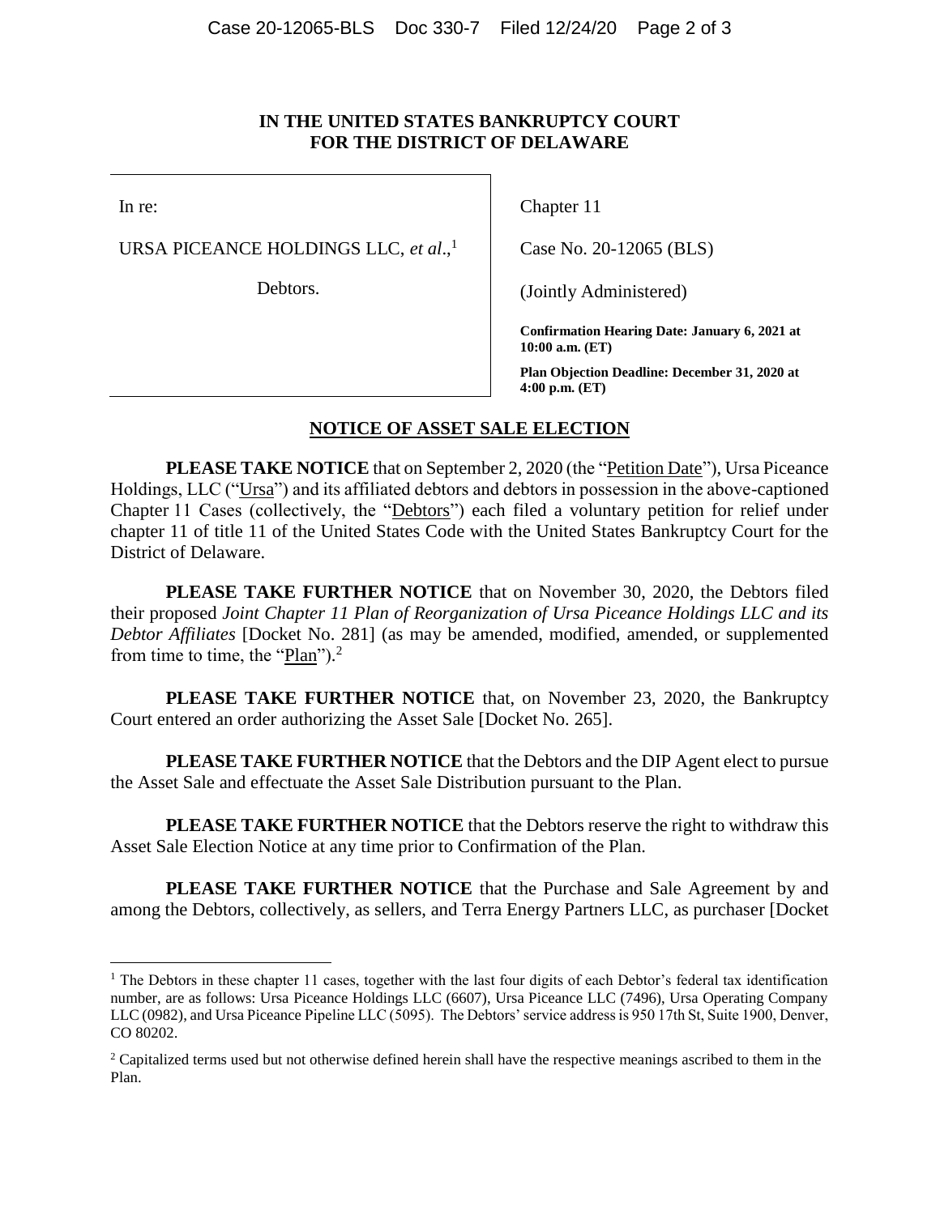**IN THE UNITED STATES BANKRUPTCY COURT**
**FOR THE DISTRICT OF DELAWARE**

| | |
|---|---|
| In re: | Chapter 11 |
| URSA PICEANCE HOLDINGS LLC, *et al*.,[1] | Case No. 20-12065 (BLS) |
| Debtors. | (Jointly Administered) |
| | **Confirmation Hearing Date: January 6, 2021 at 10:00 a.m. (ET)** |
| | **Plan Objection Deadline: December 31, 2020 at 4:00 p.m. (ET)** |

## NOTICE OF ASSET SALE ELECTION

**PLEASE TAKE NOTICE** that on September 2, 2020 (the "Petition Date"), Ursa Piceance Holdings, LLC ("Ursa") and its affiliated debtors and debtors in possession in the above-captioned Chapter 11 Cases (collectively, the "Debtors") each filed a voluntary petition for relief under chapter 11 of title 11 of the United States Code with the United States Bankruptcy Court for the District of Delaware.

**PLEASE TAKE FURTHER NOTICE** that on November 30, 2020, the Debtors filed their proposed *Joint Chapter 11 Plan of Reorganization of Ursa Piceance Holdings LLC and its Debtor Affiliates* [Docket No. 281] (as may be amended, modified, amended, or supplemented from time to time, the "Plan").[2]

**PLEASE TAKE FURTHER NOTICE** that, on November 23, 2020, the Bankruptcy Court entered an order authorizing the Asset Sale [Docket No. 265].

**PLEASE TAKE FURTHER NOTICE** that the Debtors and the DIP Agent elect to pursue the Asset Sale and effectuate the Asset Sale Distribution pursuant to the Plan.

**PLEASE TAKE FURTHER NOTICE** that the Debtors reserve the right to withdraw this Asset Sale Election Notice at any time prior to Confirmation of the Plan.

**PLEASE TAKE FURTHER NOTICE** that the Purchase and Sale Agreement by and among the Debtors, collectively, as sellers, and Terra Energy Partners LLC, as purchaser [Docket

---

[1] The Debtors in these chapter 11 cases, together with the last four digits of each Debtor's federal tax identification number, are as follows: Ursa Piceance Holdings LLC (6607), Ursa Piceance LLC (7496), Ursa Operating Company LLC (0982), and Ursa Piceance Pipeline LLC (5095). The Debtors' service address is 950 17th St, Suite 1900, Denver, CO 80202.

[2] Capitalized terms used but not otherwise defined herein shall have the respective meanings ascribed to them in the Plan.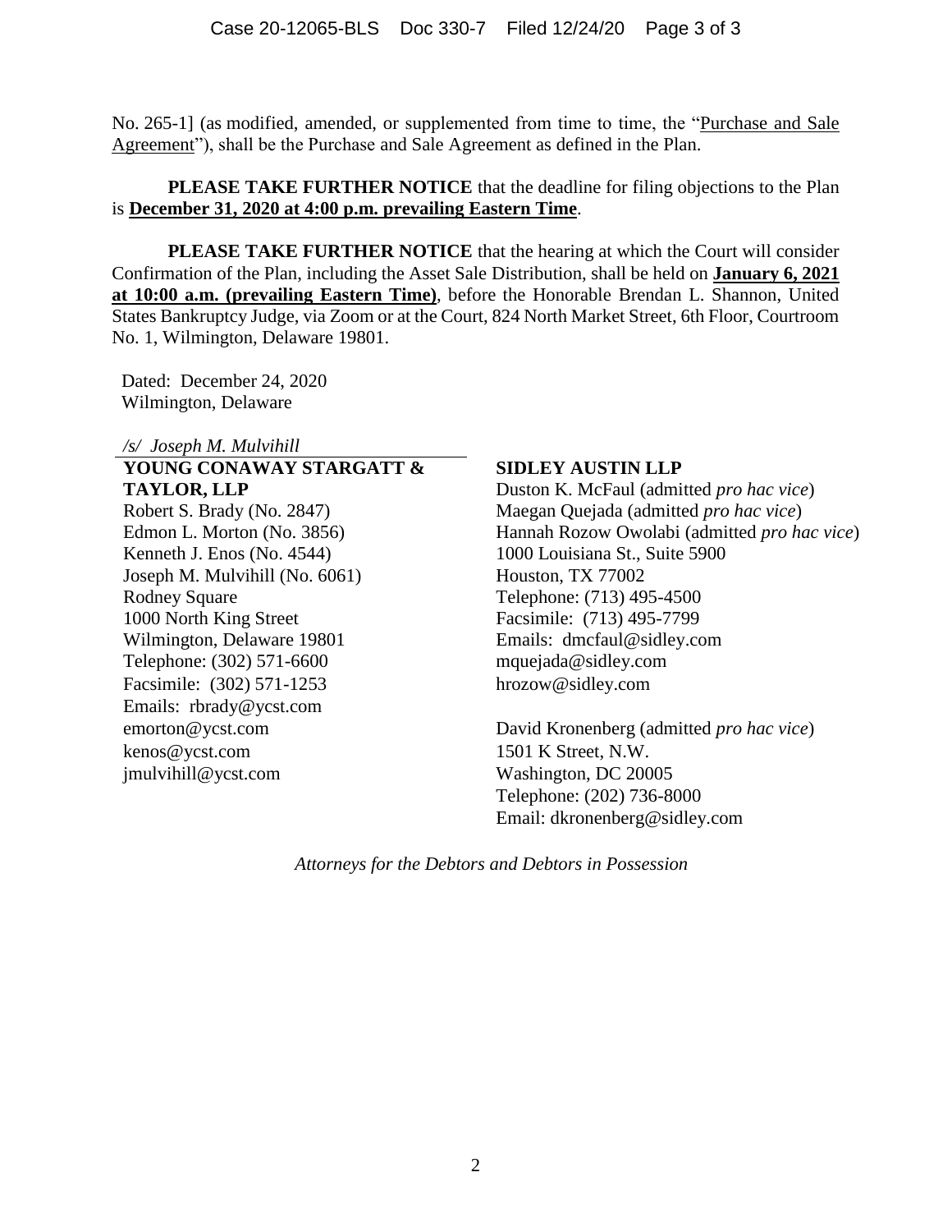No. 265-1] (as modified, amended, or supplemented from time to time, the "Purchase and Sale Agreement"), shall be the Purchase and Sale Agreement as defined in the Plan.

**PLEASE TAKE FURTHER NOTICE** that the deadline for filing objections to the Plan is **December 31, 2020 at 4:00 p.m. prevailing Eastern Time**.

**PLEASE TAKE FURTHER NOTICE** that the hearing at which the Court will consider Confirmation of the Plan, including the Asset Sale Distribution, shall be held on **January 6, 2021 at 10:00 a.m. (prevailing Eastern Time)**, before the Honorable Brendan L. Shannon, United States Bankruptcy Judge, via Zoom or at the Court, 824 North Market Street, 6th Floor, Courtroom No. 1, Wilmington, Delaware 19801.

Dated: December 24, 2020
Wilmington, Delaware

*/s/ Joseph M. Mulvihill*

**YOUNG CONAWAY STARGATT & TAYLOR, LLP**
Robert S. Brady (No. 2847)
Edmon L. Morton (No. 3856)
Kenneth J. Enos (No. 4544)
Joseph M. Mulvihill (No. 6061)
Rodney Square
1000 North King Street
Wilmington, Delaware 19801
Telephone: (302) 571-6600
Facsimile: (302) 571-1253
Emails: rbrady@ycst.com
emorton@ycst.com
kenos@ycst.com
jmulvihill@ycst.com

**SIDLEY AUSTIN LLP**
Duston K. McFaul (admitted *pro hac vice*)
Maegan Quejada (admitted *pro hac vice*)
Hannah Rozow Owolabi (admitted *pro hac vice*)
1000 Louisiana St., Suite 5900
Houston, TX 77002
Telephone: (713) 495-4500
Facsimile: (713) 495-7799
Emails: dmcfaul@sidley.com
mquejada@sidley.com
hrozow@sidley.com

David Kronenberg (admitted *pro hac vice*)
1501 K Street, N.W.
Washington, DC 20005
Telephone: (202) 736-8000
Email: dkronenberg@sidley.com

*Attorneys for the Debtors and Debtors in Possession*